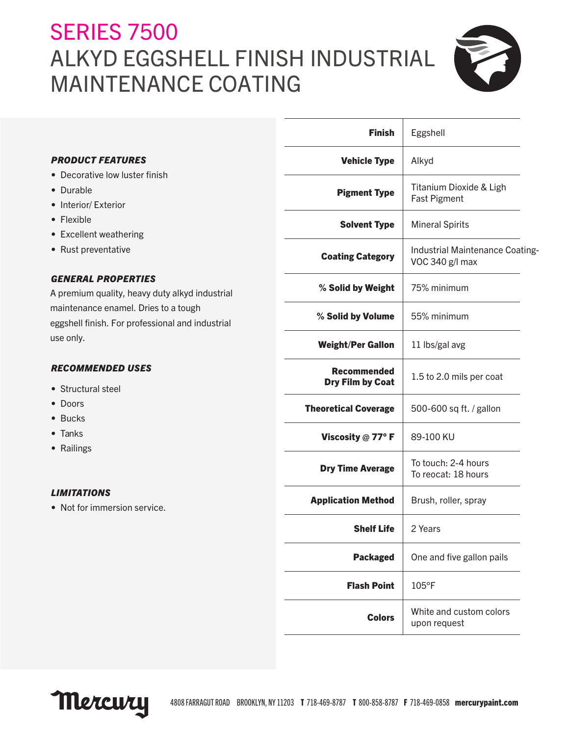# SERIES 7500

# ALKYD EGGSHELL FINISH INDUSTRIAL MAINTENANCE COATING

### *PRODUCT FEATURES*

- Decorative low luster finish
- Durable
- Interior/ Exterior
- Flexible
- Excellent weathering
- Rust preventative

### *GENERAL PROPERTIES*

A premium quality, heavy duty alkyd industrial maintenance enamel. Dries to a tough eggshell finish. For professional and industrial use only.

### *RECOMMENDED USES*

- Structural steel
- Doors
- Bucks
- Tanks
- Railings

### *LIMITATIONS*

- Not for immersion service.

| | |
|---|---|
| **Finish** | Eggshell |
| **Vehicle Type** | Alkyd |
| **Pigment Type** | Titanium Dioxide & Ligh Fast Pigment |
| **Solvent Type** | Mineral Spirits |
| **Coating Category** | Industrial Maintenance Coating-VOC 340 g/l max |
| **% Solid by Weight** | 75% minimum |
| **% Solid by Volume** | 55% minimum |
| **Weight/Per Gallon** | 11 lbs/gal avg |
| **Recommended Dry Film by Coat** | 1.5 to 2.0 mils per coat |
| **Theoretical Coverage** | 500-600 sq ft. / gallon |
| **Viscosity @ 77° F** | 89-100 KU |
| **Dry Time Average** | To touch: 2-4 hours<br>To recoat: 18 hours |
| **Application Method** | Brush, roller, spray |
| **Shelf Life** | 2 Years |
| **Packaged** | One and five gallon pails |
| **Flash Point** | 105°F |
| **Colors** | White and custom colors upon request |

Mercury 4808 FARRAGUT ROAD BROOKLYN, NY 11203 **T** 718-469-8787 **T** 800-858-8787 **F** 718-469-0858 **mercurypaint.com**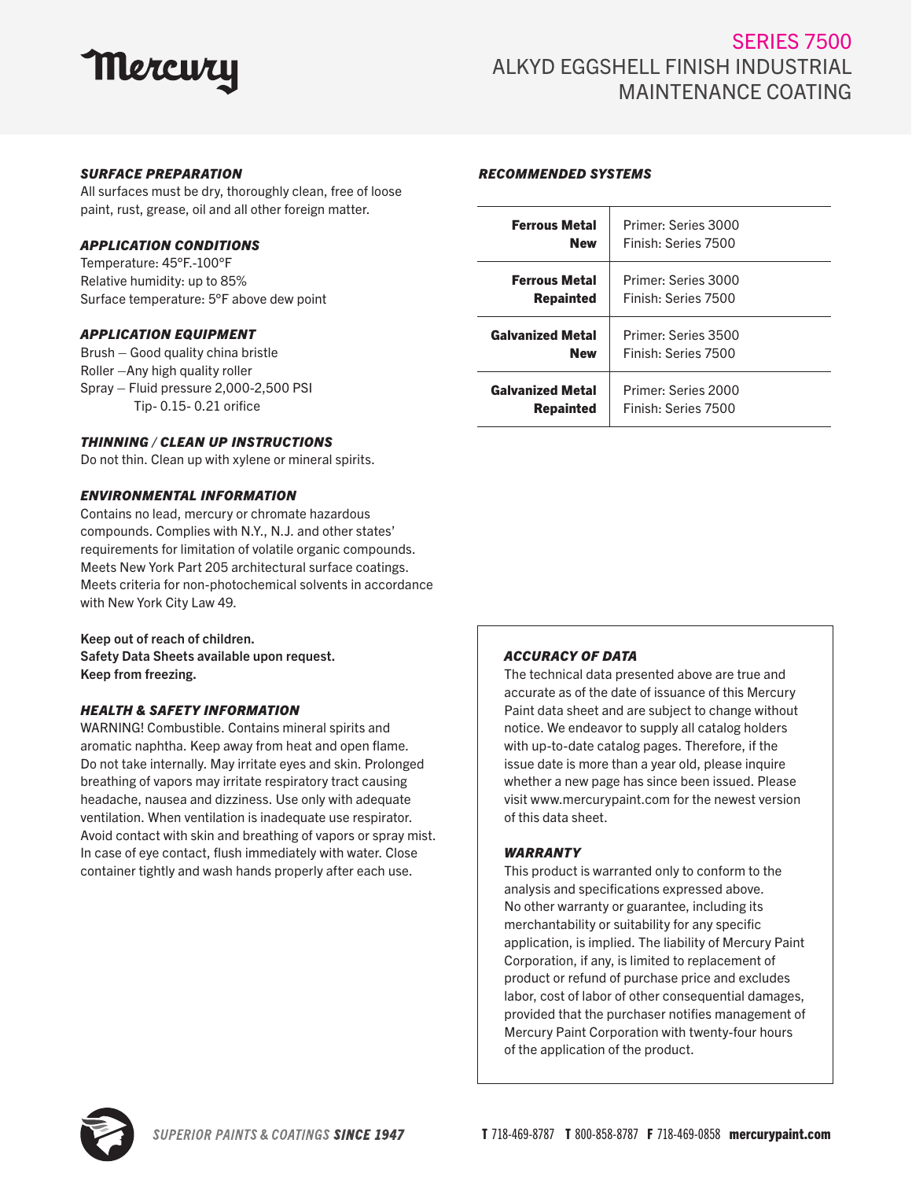# SERIES 7500
## ALKYD EGGSHELL FINISH INDUSTRIAL MAINTENANCE COATING

### *SURFACE PREPARATION*
All surfaces must be dry, thoroughly clean, free of loose paint, rust, grease, oil and all other foreign matter.

### *APPLICATION CONDITIONS*
Temperature: 45°F.-100°F
Relative humidity: up to 85%
Surface temperature: 5°F above dew point

### *APPLICATION EQUIPMENT*
Brush – Good quality china bristle
Roller –Any high quality roller
Spray – Fluid pressure 2,000-2,500 PSI
Tip- 0.15- 0.21 orifice

### *THINNING / CLEAN UP INSTRUCTIONS*
Do not thin. Clean up with xylene or mineral spirits.

### *ENVIRONMENTAL INFORMATION*
Contains no lead, mercury or chromate hazardous compounds. Complies with N.Y., N.J. and other states' requirements for limitation of volatile organic compounds. Meets New York Part 205 architectural surface coatings. Meets criteria for non-photochemical solvents in accordance with New York City Law 49.

**Keep out of reach of children.**
**Safety Data Sheets available upon request.**
**Keep from freezing.**

### *HEALTH & SAFETY INFORMATION*
WARNING! Combustible. Contains mineral spirits and aromatic naphtha. Keep away from heat and open flame. Do not take internally. May irritate eyes and skin. Prolonged breathing of vapors may irritate respiratory tract causing headache, nausea and dizziness. Use only with adequate ventilation. When ventilation is inadequate use respirator. Avoid contact with skin and breathing of vapors or spray mist. In case of eye contact, flush immediately with water. Close container tightly and wash hands properly after each use.

### *RECOMMENDED SYSTEMS*

| | |
|---|---|
| **Ferrous Metal New** | Primer: Series 3000<br>Finish: Series 7500 |
| **Ferrous Metal Repainted** | Primer: Series 3000<br>Finish: Series 7500 |
| **Galvanized Metal New** | Primer: Series 3500<br>Finish: Series 7500 |
| **Galvanized Metal Repainted** | Primer: Series 2000<br>Finish: Series 7500 |

### *ACCURACY OF DATA*
The technical data presented above are true and accurate as of the date of issuance of this Mercury Paint data sheet and are subject to change without notice. We endeavor to supply all catalog holders with up-to-date catalog pages. Therefore, if the issue date is more than a year old, please inquire whether a new page has since been issued. Please visit www.mercurypaint.com for the newest version of this data sheet.

### *WARRANTY*
This product is warranted only to conform to the analysis and specifications expressed above. No other warranty or guarantee, including its merchantability or suitability for any specific application, is implied. The liability of Mercury Paint Corporation, if any, is limited to replacement of product or refund of purchase price and excludes labor, cost of labor of other consequential damages, provided that the purchaser notifies management of Mercury Paint Corporation with twenty-four hours of the application of the product.

*SUPERIOR PAINTS & COATINGS* ***SINCE 1947***

**T** 718-469-8787 **T** 800-858-8787 **F** 718-469-0858 **mercurypaint.com**